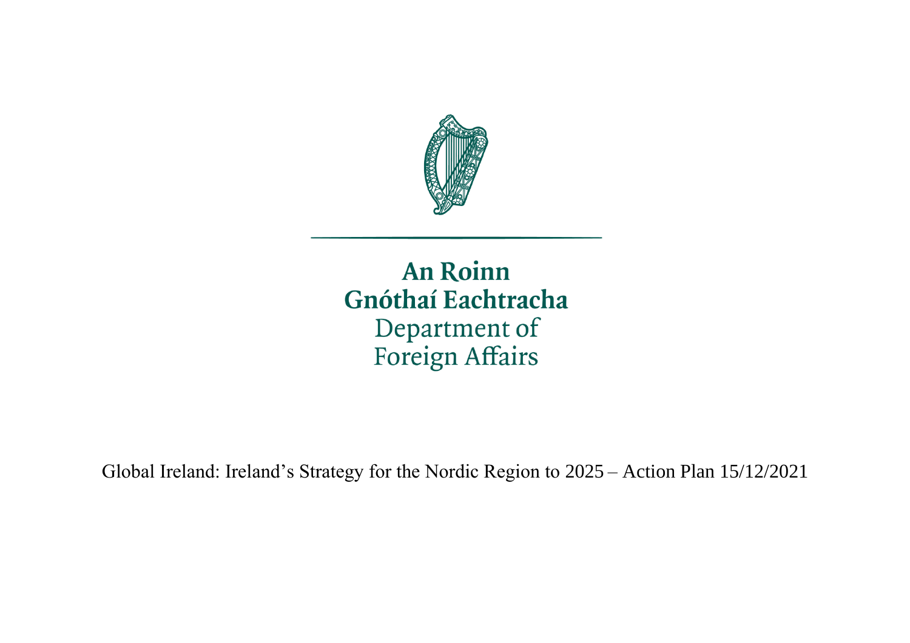An Roinn
Gnóthaí Eachtracha
Department of
Foreign Affairs

Global Ireland: Ireland's Strategy for the Nordic Region to 2025 – Action Plan 15/12/2021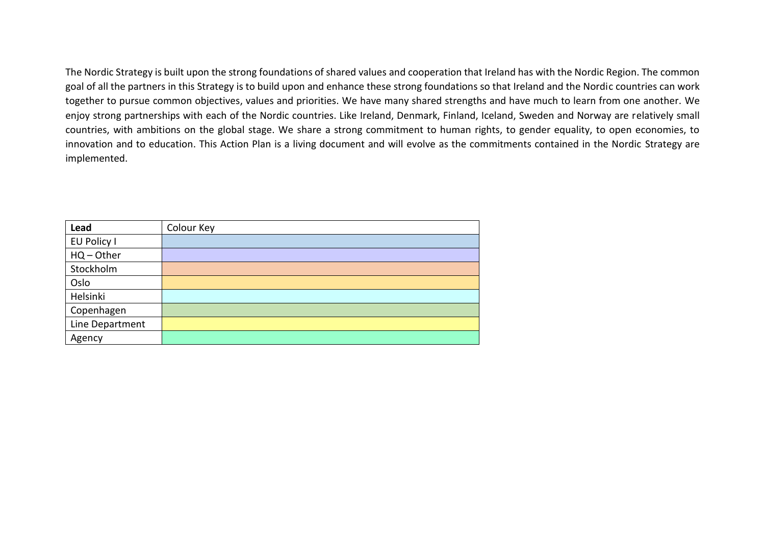The Nordic Strategy is built upon the strong foundations of shared values and cooperation that Ireland has with the Nordic Region. The common goal of all the partners in this Strategy is to build upon and enhance these strong foundations so that Ireland and the Nordic countries can work together to pursue common objectives, values and priorities. We have many shared strengths and have much to learn from one another. We enjoy strong partnerships with each of the Nordic countries. Like Ireland, Denmark, Finland, Iceland, Sweden and Norway are relatively small countries, with ambitions on the global stage. We share a strong commitment to human rights, to gender equality, to open economies, to innovation and to education. This Action Plan is a living document and will evolve as the commitments contained in the Nordic Strategy are implemented.

| **Lead** | Colour Key |
|---|---|
| EU Policy I | |
| HQ – Other | |
| Stockholm | |
| Oslo | |
| Helsinki | |
| Copenhagen | |
| Line Department | |
| Agency | |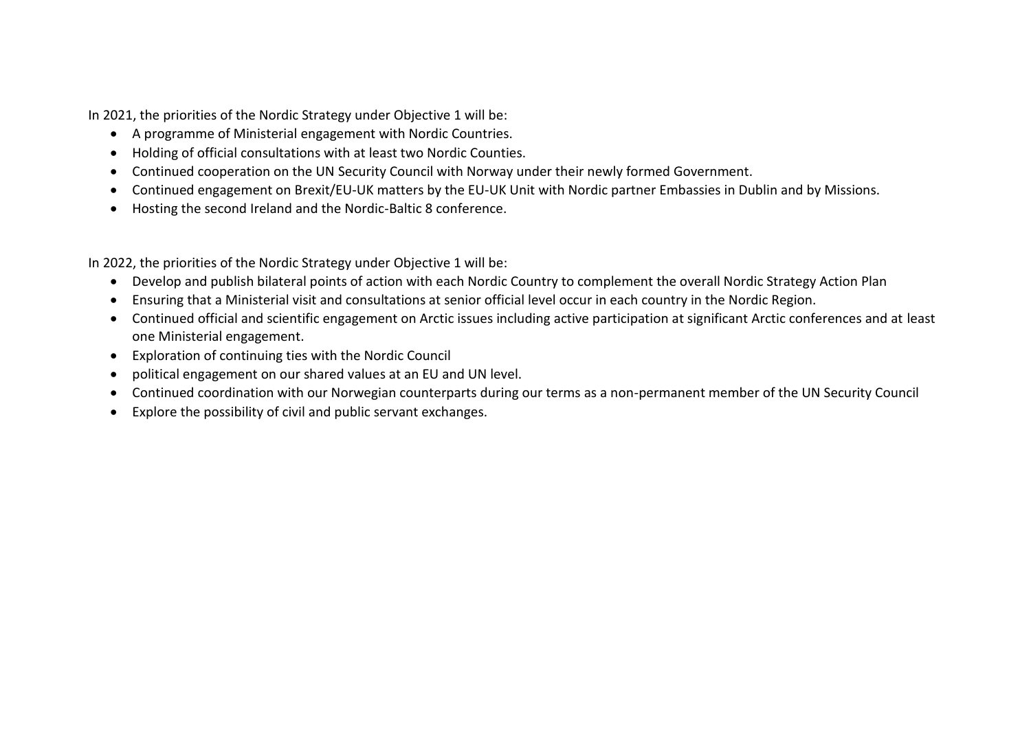In 2021, the priorities of the Nordic Strategy under Objective 1 will be:

- A programme of Ministerial engagement with Nordic Countries.
- Holding of official consultations with at least two Nordic Counties.
- Continued cooperation on the UN Security Council with Norway under their newly formed Government.
- Continued engagement on Brexit/EU-UK matters by the EU-UK Unit with Nordic partner Embassies in Dublin and by Missions.
- Hosting the second Ireland and the Nordic-Baltic 8 conference.

In 2022, the priorities of the Nordic Strategy under Objective 1 will be:

- Develop and publish bilateral points of action with each Nordic Country to complement the overall Nordic Strategy Action Plan
- Ensuring that a Ministerial visit and consultations at senior official level occur in each country in the Nordic Region.
- Continued official and scientific engagement on Arctic issues including active participation at significant Arctic conferences and at least one Ministerial engagement.
- Exploration of continuing ties with the Nordic Council
- political engagement on our shared values at an EU and UN level.
- Continued coordination with our Norwegian counterparts during our terms as a non-permanent member of the UN Security Council
- Explore the possibility of civil and public servant exchanges.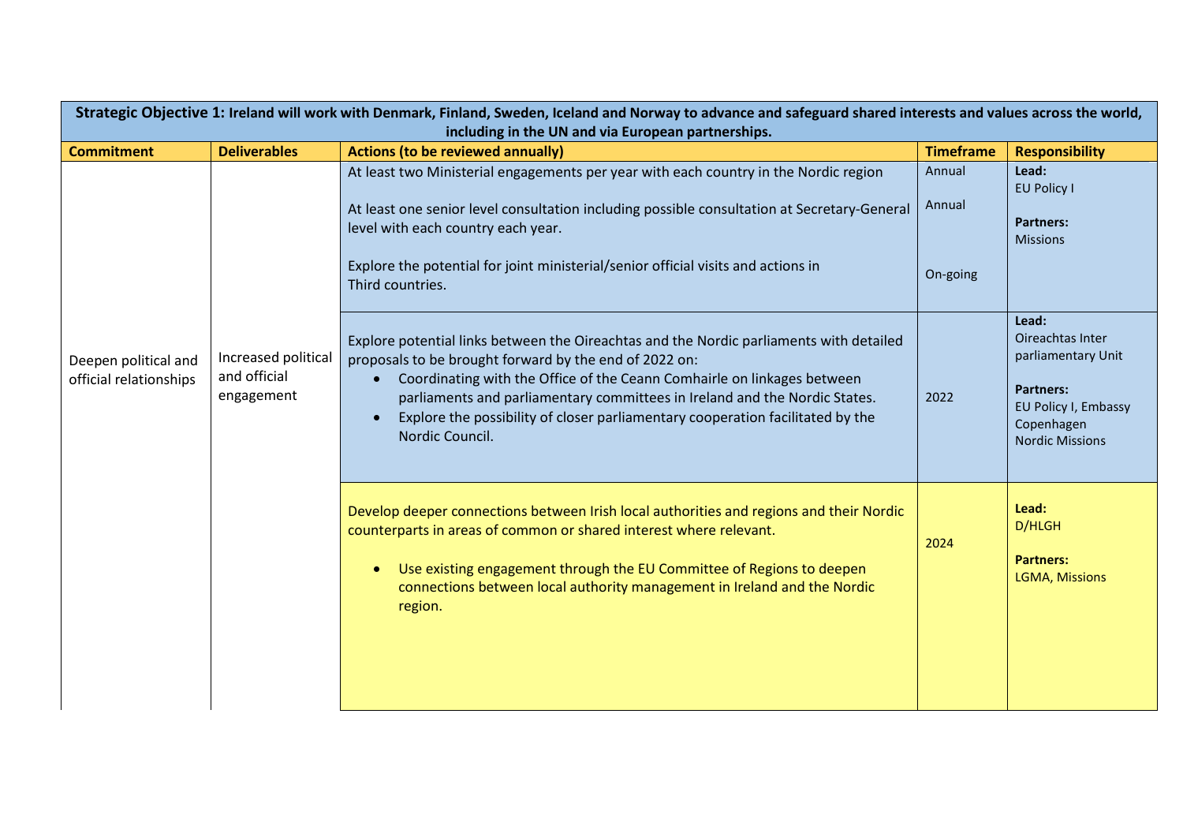| **Strategic Objective 1:** Ireland will work with Denmark, Finland, Sweden, Iceland and Norway to advance and safeguard shared interests and values across the world, including in the UN and via European partnerships. | | | | |
|---|---|---|---|---|
| **Commitment** | **Deliverables** | **Actions (to be reviewed annually)** | **Timeframe** | **Responsibility** |
| Deepen political and official relationships | Increased political and official engagement | At least two Ministerial engagements per year with each country in the Nordic region<br><br>At least one senior level consultation including possible consultation at Secretary-General level with each country each year.<br><br>Explore the potential for joint ministerial/senior official visits and actions in Third countries. | Annual<br><br>Annual<br><br>On-going | **Lead:** EU Policy I<br><br>**Partners:** Missions |
| | | Explore potential links between the Oireachtas and the Nordic parliaments with detailed proposals to be brought forward by the end of 2022 on:<br>• Coordinating with the Office of the Ceann Comhairle on linkages between parliaments and parliamentary committees in Ireland and the Nordic States.<br>• Explore the possibility of closer parliamentary cooperation facilitated by the Nordic Council. | 2022 | **Lead:** Oireachtas Inter parliamentary Unit<br><br>**Partners:** EU Policy I, Embassy Copenhagen Nordic Missions |
| | | Develop deeper connections between Irish local authorities and regions and their Nordic counterparts in areas of common or shared interest where relevant.<br><br>• Use existing engagement through the EU Committee of Regions to deepen connections between local authority management in Ireland and the Nordic region. | 2024 | **Lead:** D/HLGH<br><br>**Partners:** LGMA, Missions |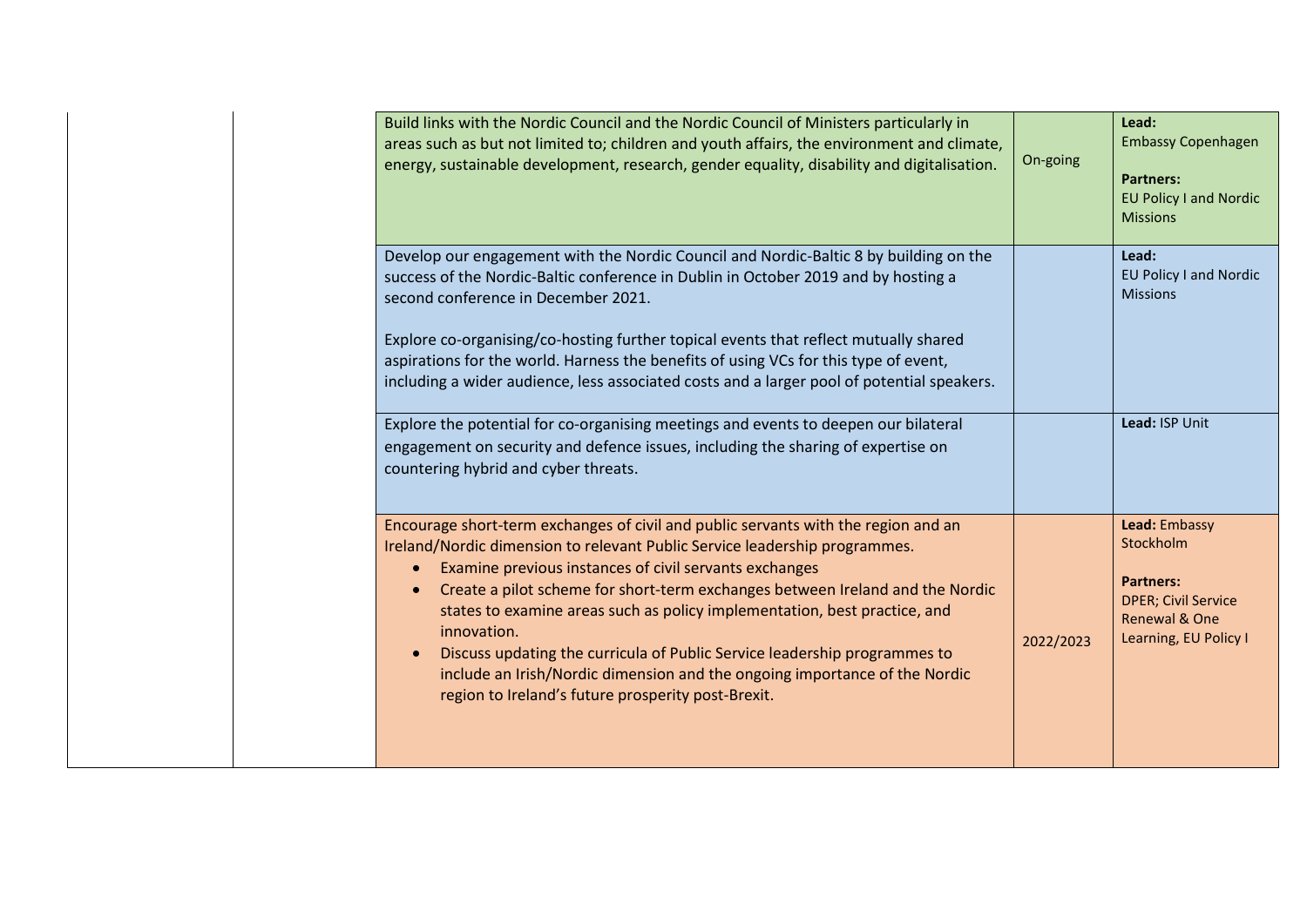| | | | | |
|---|---|---|---|---|
| | | Build links with the Nordic Council and the Nordic Council of Ministers particularly in areas such as but not limited to; children and youth affairs, the environment and climate, energy, sustainable development, research, gender equality, disability and digitalisation. | On-going | **Lead:** Embassy Copenhagen<br><br>**Partners:** EU Policy I and Nordic Missions |
| | | Develop our engagement with the Nordic Council and Nordic-Baltic 8 by building on the success of the Nordic-Baltic conference in Dublin in October 2019 and by hosting a second conference in December 2021.<br><br>Explore co-organising/co-hosting further topical events that reflect mutually shared aspirations for the world. Harness the benefits of using VCs for this type of event, including a wider audience, less associated costs and a larger pool of potential speakers. | | **Lead:** EU Policy I and Nordic Missions |
| | | Explore the potential for co-organising meetings and events to deepen our bilateral engagement on security and defence issues, including the sharing of expertise on countering hybrid and cyber threats. | | **Lead:** ISP Unit |
| | | Encourage short-term exchanges of civil and public servants with the region and an Ireland/Nordic dimension to relevant Public Service leadership programmes.<br>• Examine previous instances of civil servants exchanges<br>• Create a pilot scheme for short-term exchanges between Ireland and the Nordic states to examine areas such as policy implementation, best practice, and innovation.<br>• Discuss updating the curricula of Public Service leadership programmes to include an Irish/Nordic dimension and the ongoing importance of the Nordic region to Ireland's future prosperity post-Brexit. | 2022/2023 | **Lead:** Embassy Stockholm<br><br>**Partners:** DPER; Civil Service Renewal & One Learning, EU Policy I |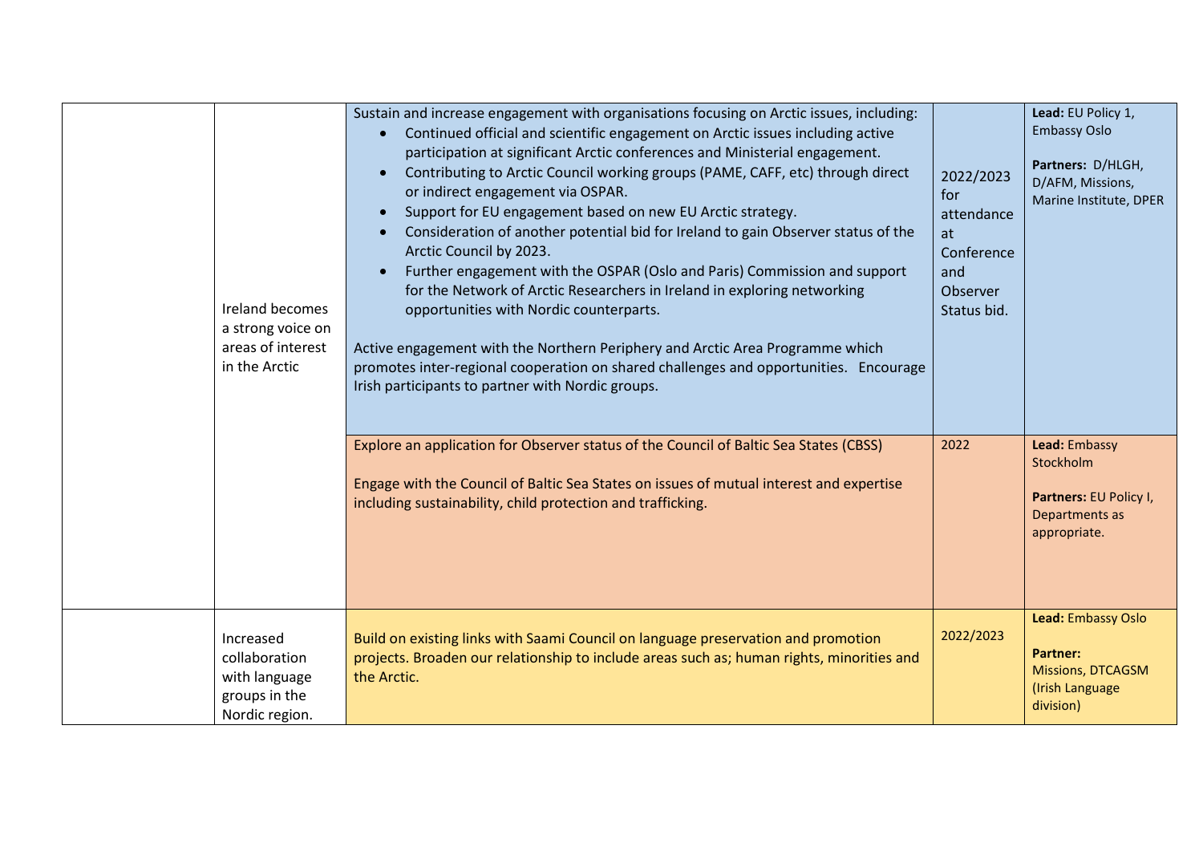|  |  |  |  |  |
|---|---|---|---|---|
|  | Ireland becomes a strong voice on areas of interest in the Arctic | Sustain and increase engagement with organisations focusing on Arctic issues, including:<br>• Continued official and scientific engagement on Arctic issues including active participation at significant Arctic conferences and Ministerial engagement.<br>• Contributing to Arctic Council working groups (PAME, CAFF, etc) through direct or indirect engagement via OSPAR.<br>• Support for EU engagement based on new EU Arctic strategy.<br>• Consideration of another potential bid for Ireland to gain Observer status of the Arctic Council by 2023.<br>• Further engagement with the OSPAR (Oslo and Paris) Commission and support for the Network of Arctic Researchers in Ireland in exploring networking opportunities with Nordic counterparts.<br><br>Active engagement with the Northern Periphery and Arctic Area Programme which promotes inter-regional cooperation on shared challenges and opportunities. Encourage Irish participants to partner with Nordic groups. | 2022/2023 for attendance at Conference and Observer Status bid. | **Lead:** EU Policy 1, Embassy Oslo<br><br>**Partners:** D/HLGH, D/AFM, Missions, Marine Institute, DPER |
|  |  | Explore an application for Observer status of the Council of Baltic Sea States (CBSS)<br><br>Engage with the Council of Baltic Sea States on issues of mutual interest and expertise including sustainability, child protection and trafficking. | 2022 | **Lead:** Embassy Stockholm<br><br>**Partners:** EU Policy I, Departments as appropriate. |
|  | Increased collaboration with language groups in the Nordic region. | Build on existing links with Saami Council on language preservation and promotion projects. Broaden our relationship to include areas such as; human rights, minorities and the Arctic. | 2022/2023 | **Lead:** Embassy Oslo<br><br>**Partner:** Missions, DTCAGSM (Irish Language division) |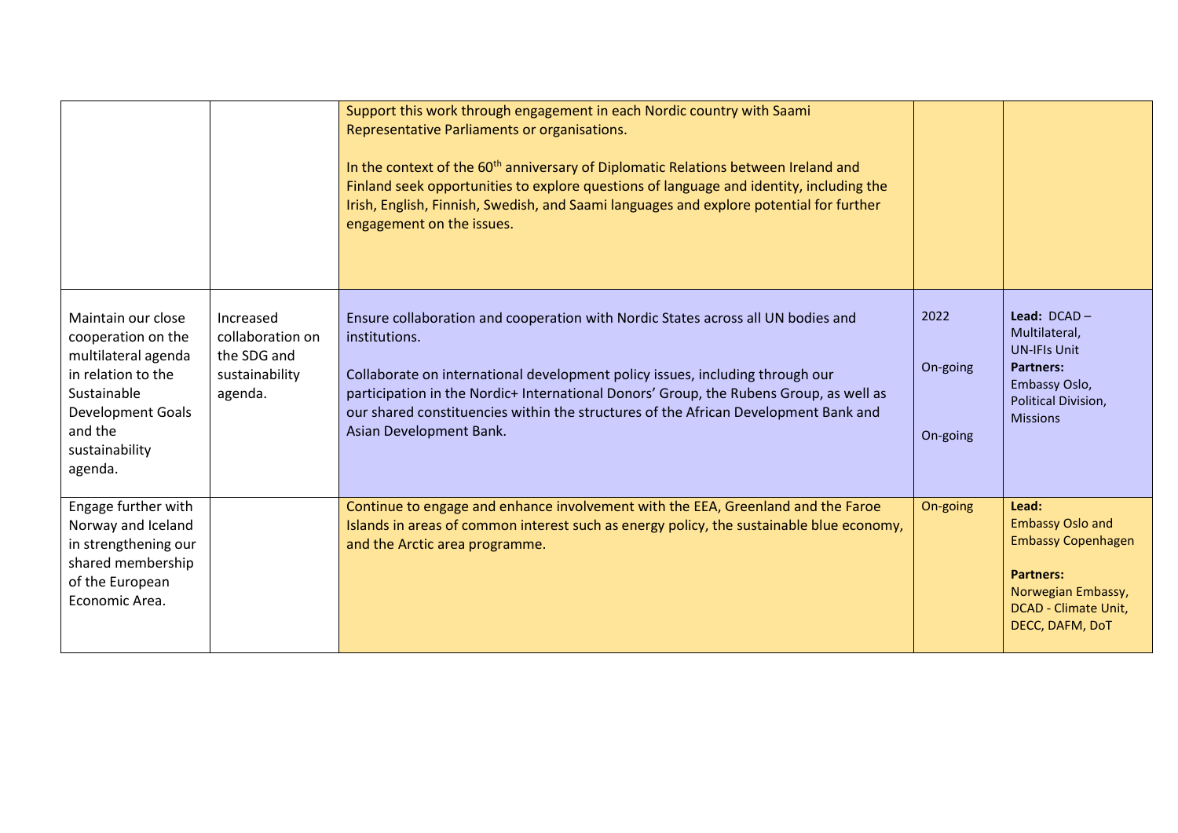| | | | | |
|---|---|---|---|---|
| | | Support this work through engagement in each Nordic country with Saami Representative Parliaments or organisations.<br><br>In the context of the 60th anniversary of Diplomatic Relations between Ireland and Finland seek opportunities to explore questions of language and identity, including the Irish, English, Finnish, Swedish, and Saami languages and explore potential for further engagement on the issues. | | |
| Maintain our close cooperation on the multilateral agenda in relation to the Sustainable Development Goals and the sustainability agenda. | Increased collaboration on the SDG and sustainability agenda. | Ensure collaboration and cooperation with Nordic States across all UN bodies and institutions.<br><br>Collaborate on international development policy issues, including through our participation in the Nordic+ International Donors' Group, the Rubens Group, as well as our shared constituencies within the structures of the African Development Bank and Asian Development Bank. | 2022<br><br>On-going<br><br>On-going | **Lead:** DCAD – Multilateral, UN-IFIs Unit<br>**Partners:** Embassy Oslo, Political Division, Missions |
| Engage further with Norway and Iceland in strengthening our shared membership of the European Economic Area. | | Continue to engage and enhance involvement with the EEA, Greenland and the Faroe Islands in areas of common interest such as energy policy, the sustainable blue economy, and the Arctic area programme. | On-going | **Lead:** Embassy Oslo and Embassy Copenhagen<br><br>**Partners:** Norwegian Embassy, DCAD - Climate Unit, DECC, DAFM, DoT |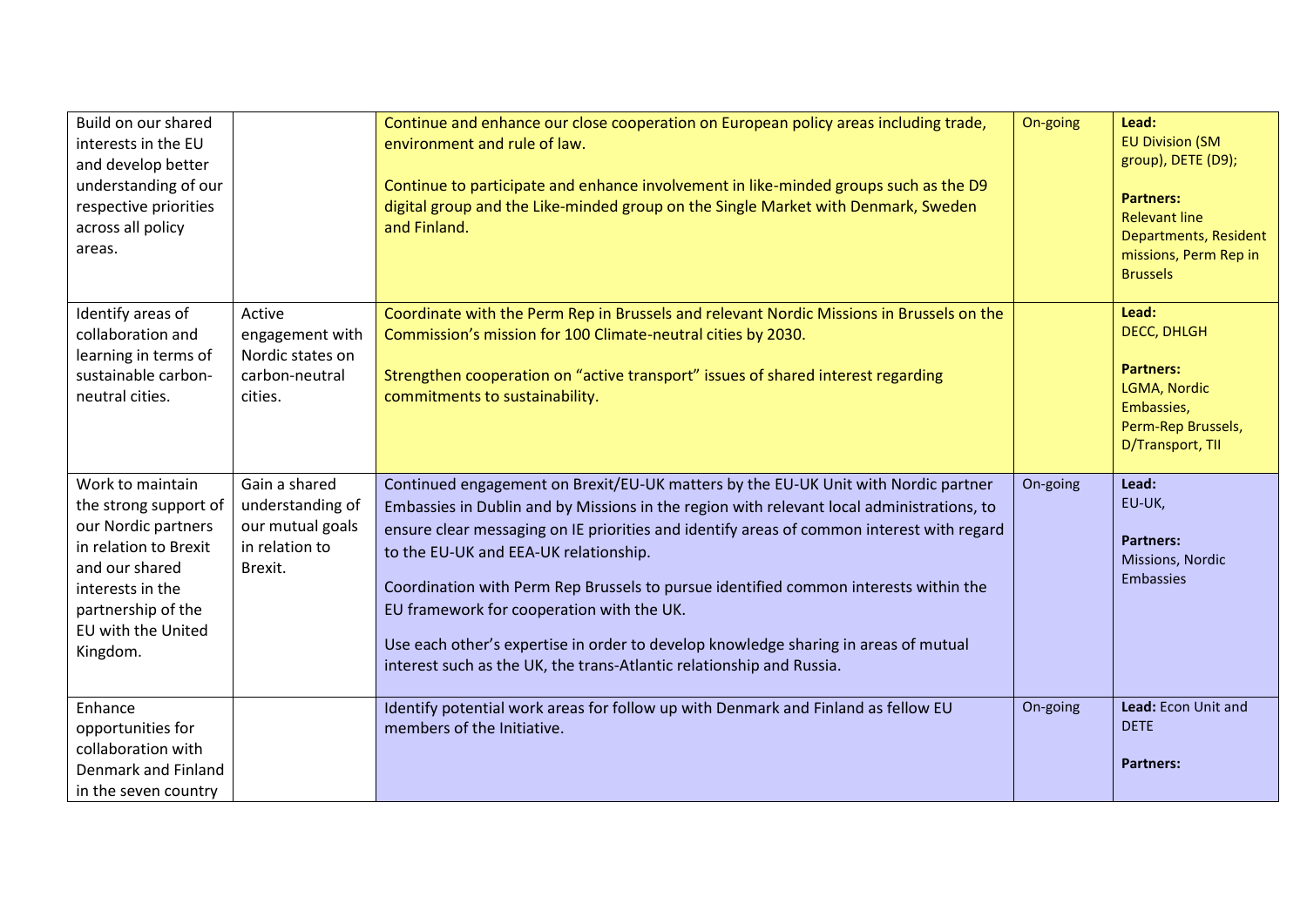| | | | | |
|---|---|---|---|---|
| Build on our shared interests in the EU and develop better understanding of our respective priorities across all policy areas. | | Continue and enhance our close cooperation on European policy areas including trade, environment and rule of law.<br><br>Continue to participate and enhance involvement in like-minded groups such as the D9 digital group and the Like-minded group on the Single Market with Denmark, Sweden and Finland. | On-going | **Lead:**<br>EU Division (SM group), DETE (D9);<br><br>**Partners:**<br>Relevant line Departments, Resident missions, Perm Rep in Brussels |
| Identify areas of collaboration and learning in terms of sustainable carbon-neutral cities. | Active engagement with Nordic states on carbon-neutral cities. | Coordinate with the Perm Rep in Brussels and relevant Nordic Missions in Brussels on the Commission's mission for 100 Climate-neutral cities by 2030.<br><br>Strengthen cooperation on "active transport" issues of shared interest regarding commitments to sustainability. | | **Lead:**<br>DECC, DHLGH<br><br>**Partners:**<br>LGMA, Nordic Embassies, Perm-Rep Brussels, D/Transport, TII |
| Work to maintain the strong support of our Nordic partners in relation to Brexit and our shared interests in the partnership of the EU with the United Kingdom. | Gain a shared understanding of our mutual goals in relation to Brexit. | Continued engagement on Brexit/EU-UK matters by the EU-UK Unit with Nordic partner Embassies in Dublin and by Missions in the region with relevant local administrations, to ensure clear messaging on IE priorities and identify areas of common interest with regard to the EU-UK and EEA-UK relationship.<br><br>Coordination with Perm Rep Brussels to pursue identified common interests within the EU framework for cooperation with the UK.<br><br>Use each other's expertise in order to develop knowledge sharing in areas of mutual interest such as the UK, the trans-Atlantic relationship and Russia. | On-going | **Lead:**<br>EU-UK,<br><br>**Partners:**<br>Missions, Nordic Embassies |
| Enhance opportunities for collaboration with Denmark and Finland in the seven country | | Identify potential work areas for follow up with Denmark and Finland as fellow EU members of the Initiative. | On-going | **Lead:** Econ Unit and DETE<br><br>**Partners:** |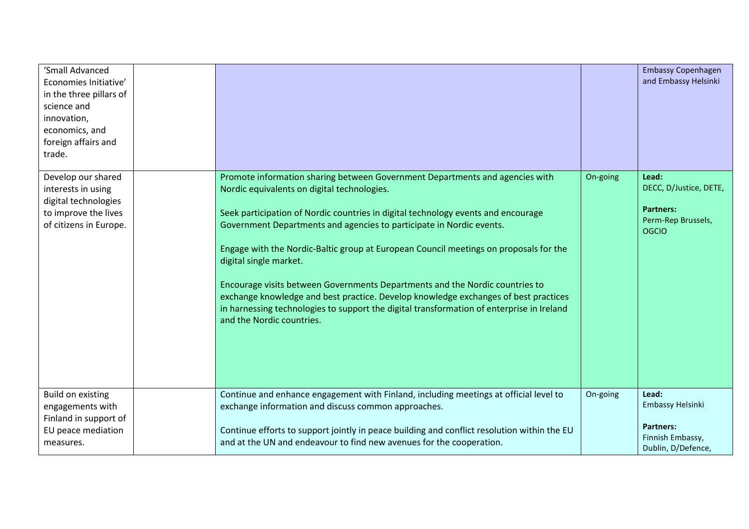| | | | | |
|---|---|---|---|---|
| 'Small Advanced Economies Initiative' in the three pillars of science and innovation, economics, and foreign affairs and trade. | | | | Embassy Copenhagen and Embassy Helsinki |
| Develop our shared interests in using digital technologies to improve the lives of citizens in Europe. | | Promote information sharing between Government Departments and agencies with Nordic equivalents on digital technologies.<br><br>Seek participation of Nordic countries in digital technology events and encourage Government Departments and agencies to participate in Nordic events.<br><br>Engage with the Nordic-Baltic group at European Council meetings on proposals for the digital single market.<br><br>Encourage visits between Governments Departments and the Nordic countries to exchange knowledge and best practice. Develop knowledge exchanges of best practices in harnessing technologies to support the digital transformation of enterprise in Ireland and the Nordic countries. | On-going | **Lead:**<br>DECC, D/Justice, DETE,<br><br>**Partners:**<br>Perm-Rep Brussels, OGCIO |
| Build on existing engagements with Finland in support of EU peace mediation measures. | | Continue and enhance engagement with Finland, including meetings at official level to exchange information and discuss common approaches.<br><br>Continue efforts to support jointly in peace building and conflict resolution within the EU and at the UN and endeavour to find new avenues for the cooperation. | On-going | **Lead:**<br>Embassy Helsinki<br><br>**Partners:**<br>Finnish Embassy, Dublin, D/Defence, |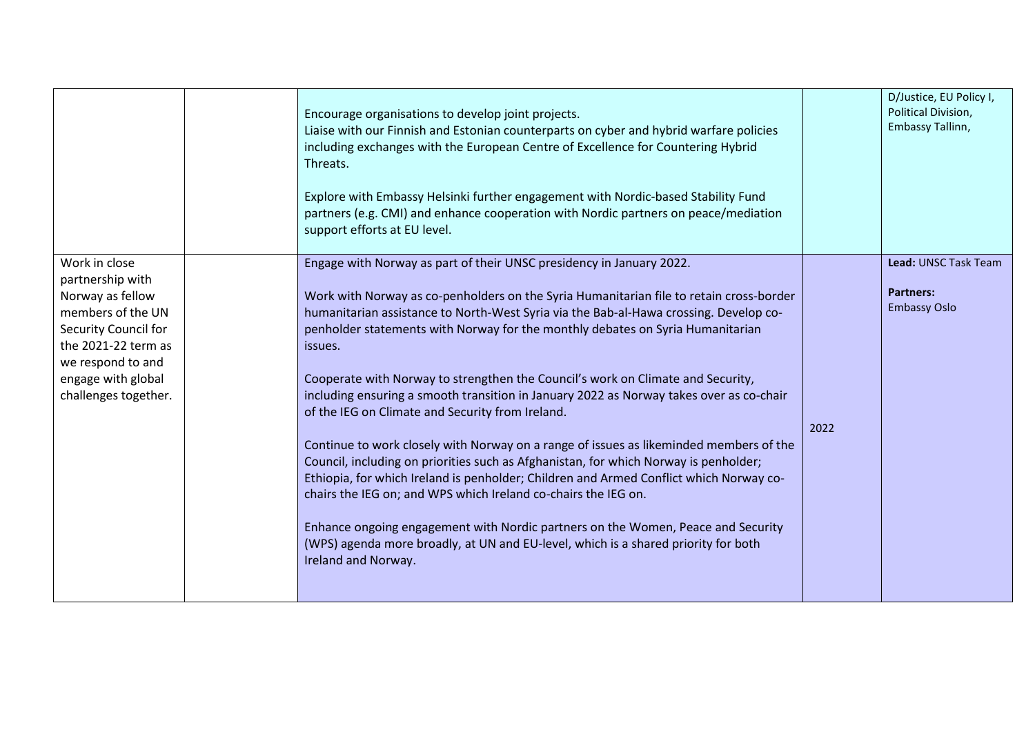|  |  |  |  |  |
|---|---|---|---|---|
|  |  | Encourage organisations to develop joint projects.<br>Liaise with our Finnish and Estonian counterparts on cyber and hybrid warfare policies including exchanges with the European Centre of Excellence for Countering Hybrid Threats.<br><br>Explore with Embassy Helsinki further engagement with Nordic-based Stability Fund partners (e.g. CMI) and enhance cooperation with Nordic partners on peace/mediation support efforts at EU level. |  | D/Justice, EU Policy I, Political Division, Embassy Tallinn, |
| Work in close partnership with Norway as fellow members of the UN Security Council for the 2021-22 term as we respond to and engage with global challenges together. |  | Engage with Norway as part of their UNSC presidency in January 2022.<br><br>Work with Norway as co-penholders on the Syria Humanitarian file to retain cross-border humanitarian assistance to North-West Syria via the Bab-al-Hawa crossing. Develop co-penholder statements with Norway for the monthly debates on Syria Humanitarian issues.<br><br>Cooperate with Norway to strengthen the Council's work on Climate and Security, including ensuring a smooth transition in January 2022 as Norway takes over as co-chair of the IEG on Climate and Security from Ireland.<br><br>Continue to work closely with Norway on a range of issues as likeminded members of the Council, including on priorities such as Afghanistan, for which Norway is penholder; Ethiopia, for which Ireland is penholder; Children and Armed Conflict which Norway co-chairs the IEG on; and WPS which Ireland co-chairs the IEG on.<br><br>Enhance ongoing engagement with Nordic partners on the Women, Peace and Security (WPS) agenda more broadly, at UN and EU-level, which is a shared priority for both Ireland and Norway. | 2022 | **Lead:** UNSC Task Team<br><br>**Partners:**<br>Embassy Oslo |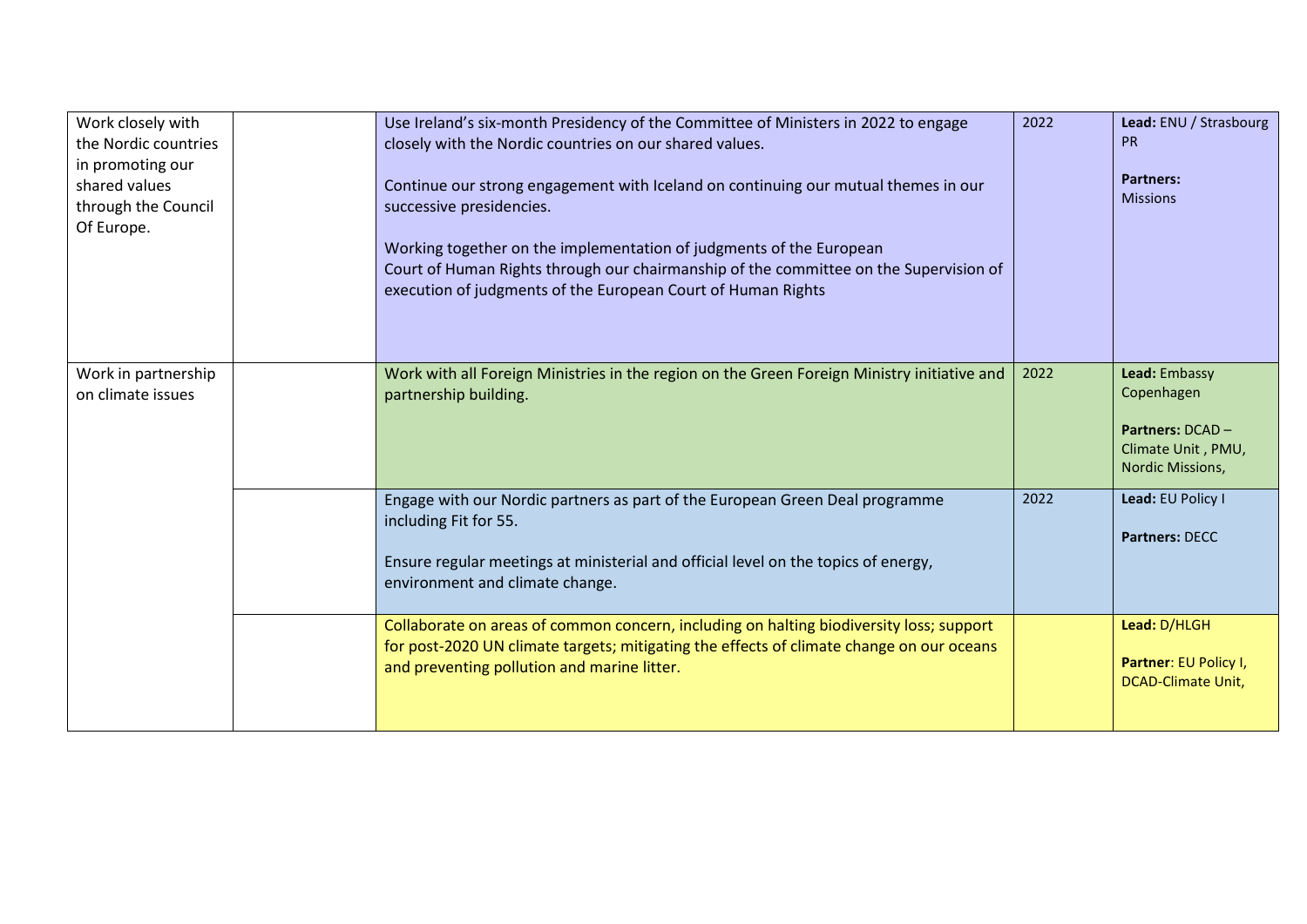| | | | | |
|---|---|---|---|---|
| Work closely with the Nordic countries in promoting our shared values through the Council Of Europe. | | Use Ireland's six-month Presidency of the Committee of Ministers in 2022 to engage closely with the Nordic countries on our shared values.<br><br>Continue our strong engagement with Iceland on continuing our mutual themes in our successive presidencies.<br><br>Working together on the implementation of judgments of the European Court of Human Rights through our chairmanship of the committee on the Supervision of execution of judgments of the European Court of Human Rights | 2022 | **Lead:** ENU / Strasbourg PR<br><br>**Partners:** Missions |
| Work in partnership on climate issues | | Work with all Foreign Ministries in the region on the Green Foreign Ministry initiative and partnership building. | 2022 | **Lead:** Embassy Copenhagen<br><br>**Partners:** DCAD – Climate Unit , PMU, Nordic Missions, |
| | | Engage with our Nordic partners as part of the European Green Deal programme including Fit for 55.<br><br>Ensure regular meetings at ministerial and official level on the topics of energy, environment and climate change. | 2022 | **Lead:** EU Policy I<br><br>**Partners:** DECC |
| | | Collaborate on areas of common concern, including on halting biodiversity loss; support for post-2020 UN climate targets; mitigating the effects of climate change on our oceans and preventing pollution and marine litter. | | **Lead:** D/HLGH<br><br>**Partner**: EU Policy I, DCAD-Climate Unit, |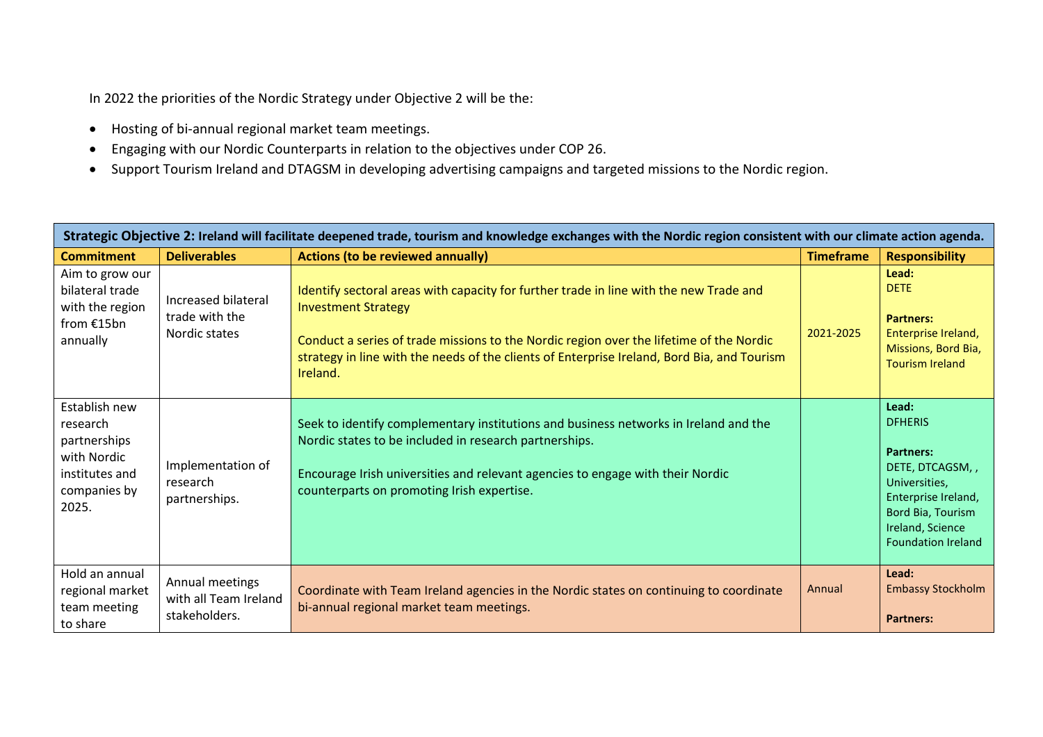In 2022 the priorities of the Nordic Strategy under Objective 2 will be the:

- Hosting of bi-annual regional market team meetings.
- Engaging with our Nordic Counterparts in relation to the objectives under COP 26.
- Support Tourism Ireland and DTAGSM in developing advertising campaigns and targeted missions to the Nordic region.

| **Strategic Objective 2:** Ireland will facilitate deepened trade, tourism and knowledge exchanges with the Nordic region consistent with our climate action agenda. | | | | |
|---|---|---|---|---|
| **Commitment** | **Deliverables** | **Actions (to be reviewed annually)** | **Timeframe** | **Responsibility** |
| Aim to grow our bilateral trade with the region from €15bn annually | Increased bilateral trade with the Nordic states | Identify sectoral areas with capacity for further trade in line with the new Trade and Investment Strategy<br><br>Conduct a series of trade missions to the Nordic region over the lifetime of the Nordic strategy in line with the needs of the clients of Enterprise Ireland, Bord Bia, and Tourism Ireland. | 2021-2025 | **Lead:**<br>DETE<br><br>**Partners:**<br>Enterprise Ireland, Missions, Bord Bia, Tourism Ireland |
| Establish new research partnerships with Nordic institutes and companies by 2025. | Implementation of research partnerships. | Seek to identify complementary institutions and business networks in Ireland and the Nordic states to be included in research partnerships.<br><br>Encourage Irish universities and relevant agencies to engage with their Nordic counterparts on promoting Irish expertise. | | **Lead:**<br>DFHERIS<br><br>**Partners:**<br>DETE, DTCAGSM, , Universities, Enterprise Ireland, Bord Bia, Tourism Ireland, Science Foundation Ireland |
| Hold an annual regional market team meeting to share | Annual meetings with all Team Ireland stakeholders. | Coordinate with Team Ireland agencies in the Nordic states on continuing to coordinate bi-annual regional market team meetings. | Annual | **Lead:**<br>Embassy Stockholm<br><br>**Partners:** |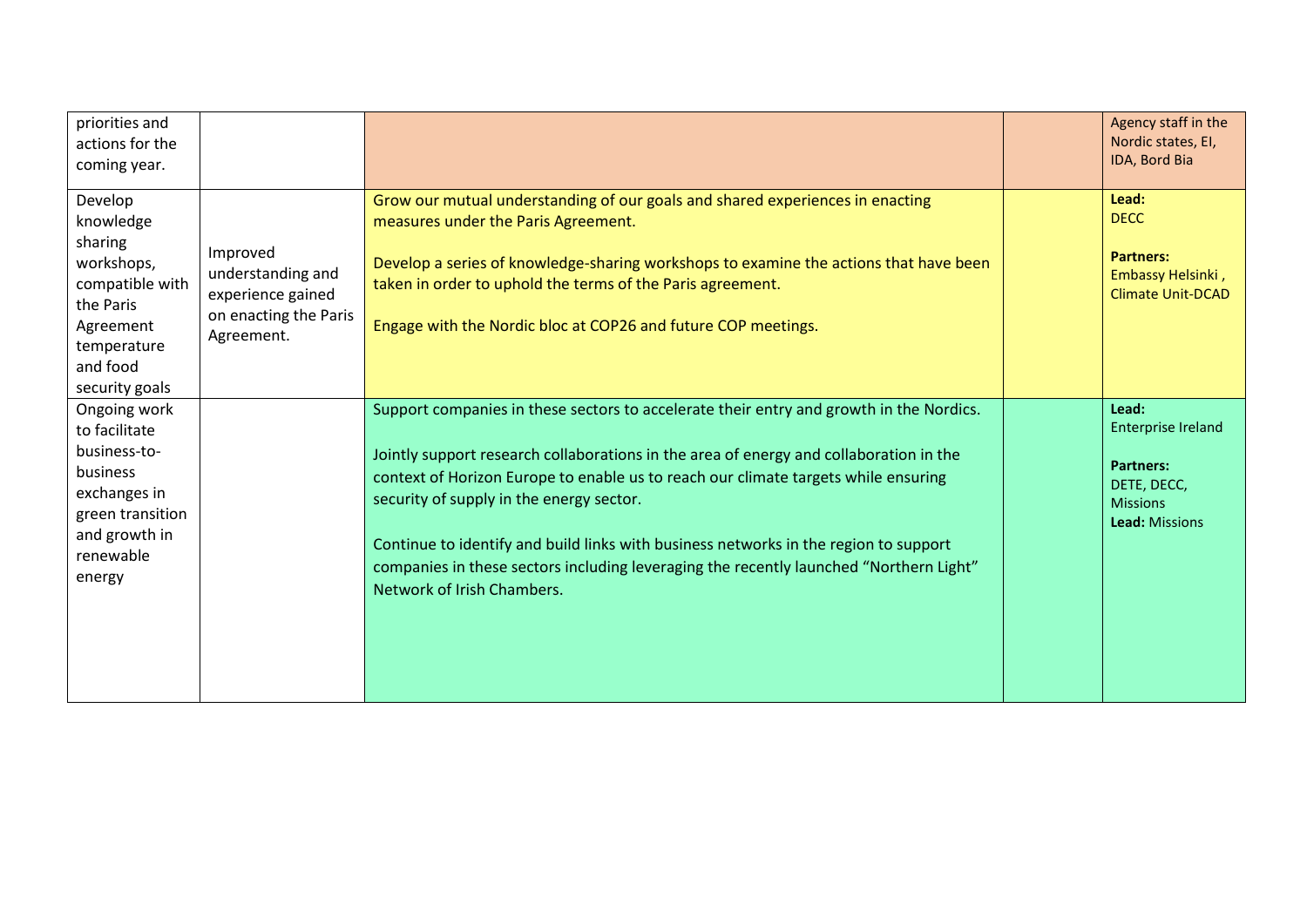| | | | | |
|---|---|---|---|---|
| priorities and actions for the coming year. | | | | Agency staff in the Nordic states, EI, IDA, Bord Bia |
| Develop knowledge sharing workshops, compatible with the Paris Agreement temperature and food security goals | Improved understanding and experience gained on enacting the Paris Agreement. | Grow our mutual understanding of our goals and shared experiences in enacting measures under the Paris Agreement.<br><br>Develop a series of knowledge-sharing workshops to examine the actions that have been taken in order to uphold the terms of the Paris agreement.<br><br>Engage with the Nordic bloc at COP26 and future COP meetings. | | **Lead:**<br>DECC<br><br>**Partners:**<br>Embassy Helsinki , Climate Unit-DCAD |
| Ongoing work to facilitate business-to-business exchanges in green transition and growth in renewable energy | | Support companies in these sectors to accelerate their entry and growth in the Nordics.<br><br>Jointly support research collaborations in the area of energy and collaboration in the context of Horizon Europe to enable us to reach our climate targets while ensuring security of supply in the energy sector.<br><br>Continue to identify and build links with business networks in the region to support companies in these sectors including leveraging the recently launched "Northern Light" Network of Irish Chambers. | | **Lead:**<br>Enterprise Ireland<br><br>**Partners:**<br>DETE, DECC, Missions<br>**Lead:** Missions |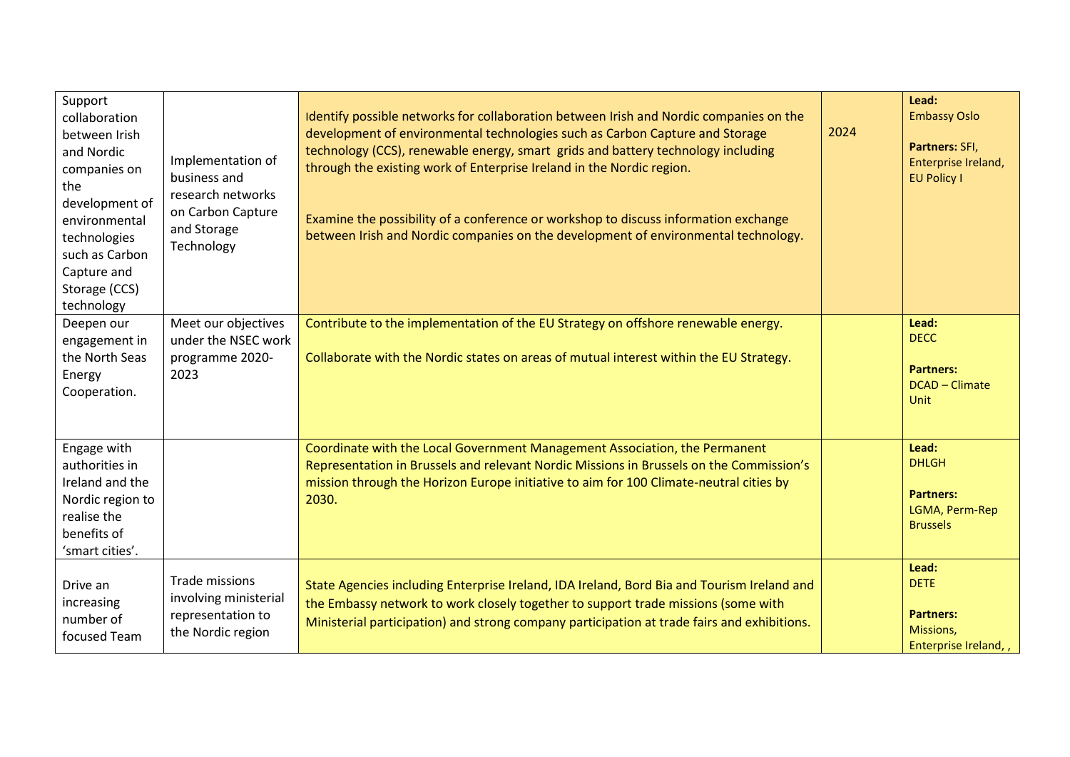| | | | | |
|---|---|---|---|---|
| Support collaboration between Irish and Nordic companies on the development of environmental technologies such as Carbon Capture and Storage (CCS) technology | Implementation of business and research networks on Carbon Capture and Storage Technology | Identify possible networks for collaboration between Irish and Nordic companies on the development of environmental technologies such as Carbon Capture and Storage technology (CCS), renewable energy, smart grids and battery technology including through the existing work of Enterprise Ireland in the Nordic region.<br><br>Examine the possibility of a conference or workshop to discuss information exchange between Irish and Nordic companies on the development of environmental technology. | 2024 | **Lead:** Embassy Oslo<br><br>**Partners:** SFI, Enterprise Ireland, EU Policy I |
| Deepen our engagement in the North Seas Energy Cooperation. | Meet our objectives under the NSEC work programme 2020-2023 | Contribute to the implementation of the EU Strategy on offshore renewable energy.<br><br>Collaborate with the Nordic states on areas of mutual interest within the EU Strategy. | | **Lead:** DECC<br><br>**Partners:** DCAD – Climate Unit |
| Engage with authorities in Ireland and the Nordic region to realise the benefits of 'smart cities'. | | Coordinate with the Local Government Management Association, the Permanent Representation in Brussels and relevant Nordic Missions in Brussels on the Commission's mission through the Horizon Europe initiative to aim for 100 Climate-neutral cities by 2030. | | **Lead:** DHLGH<br><br>**Partners:** LGMA, Perm-Rep Brussels |
| Drive an increasing number of focused Team | Trade missions involving ministerial representation to the Nordic region | State Agencies including Enterprise Ireland, IDA Ireland, Bord Bia and Tourism Ireland and the Embassy network to work closely together to support trade missions (some with Ministerial participation) and strong company participation at trade fairs and exhibitions. | | **Lead:** DETE<br><br>**Partners:** Missions, Enterprise Ireland, , |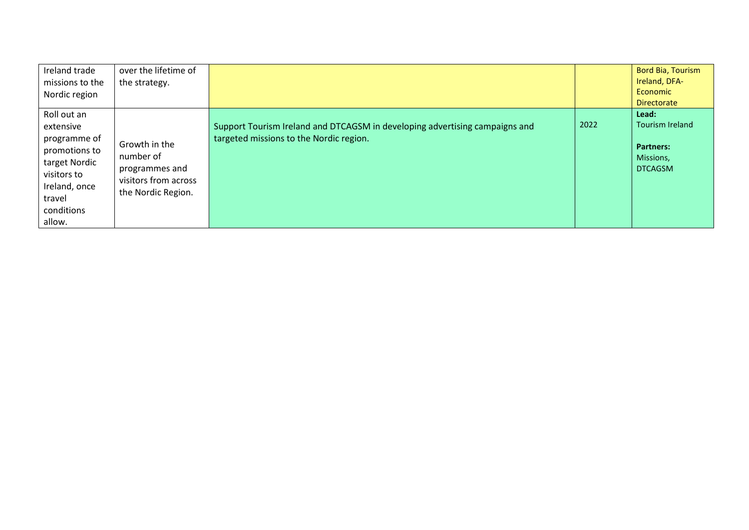| | | | | |
|---|---|---|---|---|
| Ireland trade missions to the Nordic region | over the lifetime of the strategy. | | | Bord Bia, Tourism Ireland, DFA-Economic Directorate |
| Roll out an extensive programme of promotions to target Nordic visitors to Ireland, once travel conditions allow. | Growth in the number of programmes and visitors from across the Nordic Region. | Support Tourism Ireland and DTCAGSM in developing advertising campaigns and targeted missions to the Nordic region. | 2022 | **Lead:** Tourism Ireland<br><br>**Partners:** Missions, DTCAGSM |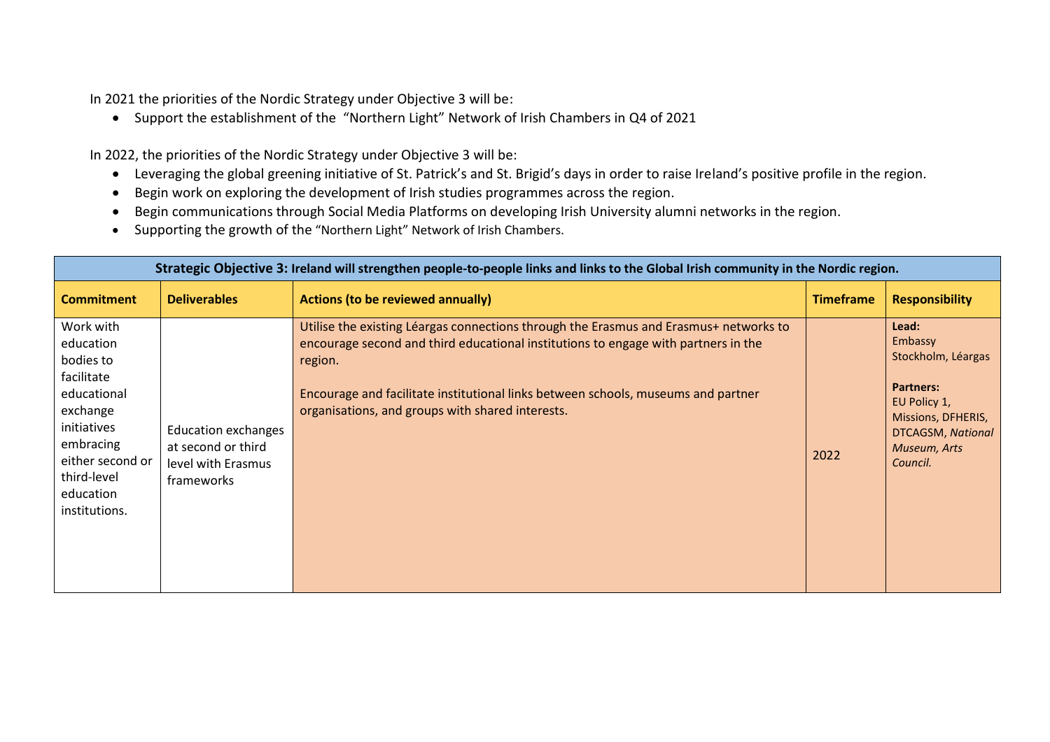In 2021 the priorities of the Nordic Strategy under Objective 3 will be:

- Support the establishment of the "Northern Light" Network of Irish Chambers in Q4 of 2021

In 2022, the priorities of the Nordic Strategy under Objective 3 will be:

- Leveraging the global greening initiative of St. Patrick's and St. Brigid's days in order to raise Ireland's positive profile in the region.
- Begin work on exploring the development of Irish studies programmes across the region.
- Begin communications through Social Media Platforms on developing Irish University alumni networks in the region.
- Supporting the growth of the "Northern Light" Network of Irish Chambers.

| **Strategic Objective 3:** **Ireland will strengthen people-to-people links and links to the Global Irish community in the Nordic region.** | | | | |
|---|---|---|---|---|
| **Commitment** | **Deliverables** | **Actions (to be reviewed annually)** | **Timeframe** | **Responsibility** |
| Work with education bodies to facilitate educational exchange initiatives embracing either second or third-level education institutions. | Education exchanges at second or third level with Erasmus frameworks | Utilise the existing Léargas connections through the Erasmus and Erasmus+ networks to encourage second and third educational institutions to engage with partners in the region.<br><br>Encourage and facilitate institutional links between schools, museums and partner organisations, and groups with shared interests. | 2022 | **Lead:** Embassy Stockholm, Léargas<br><br>**Partners:** EU Policy 1, Missions, DFHERIS, DTCAGSM, *National Museum, Arts Council.* |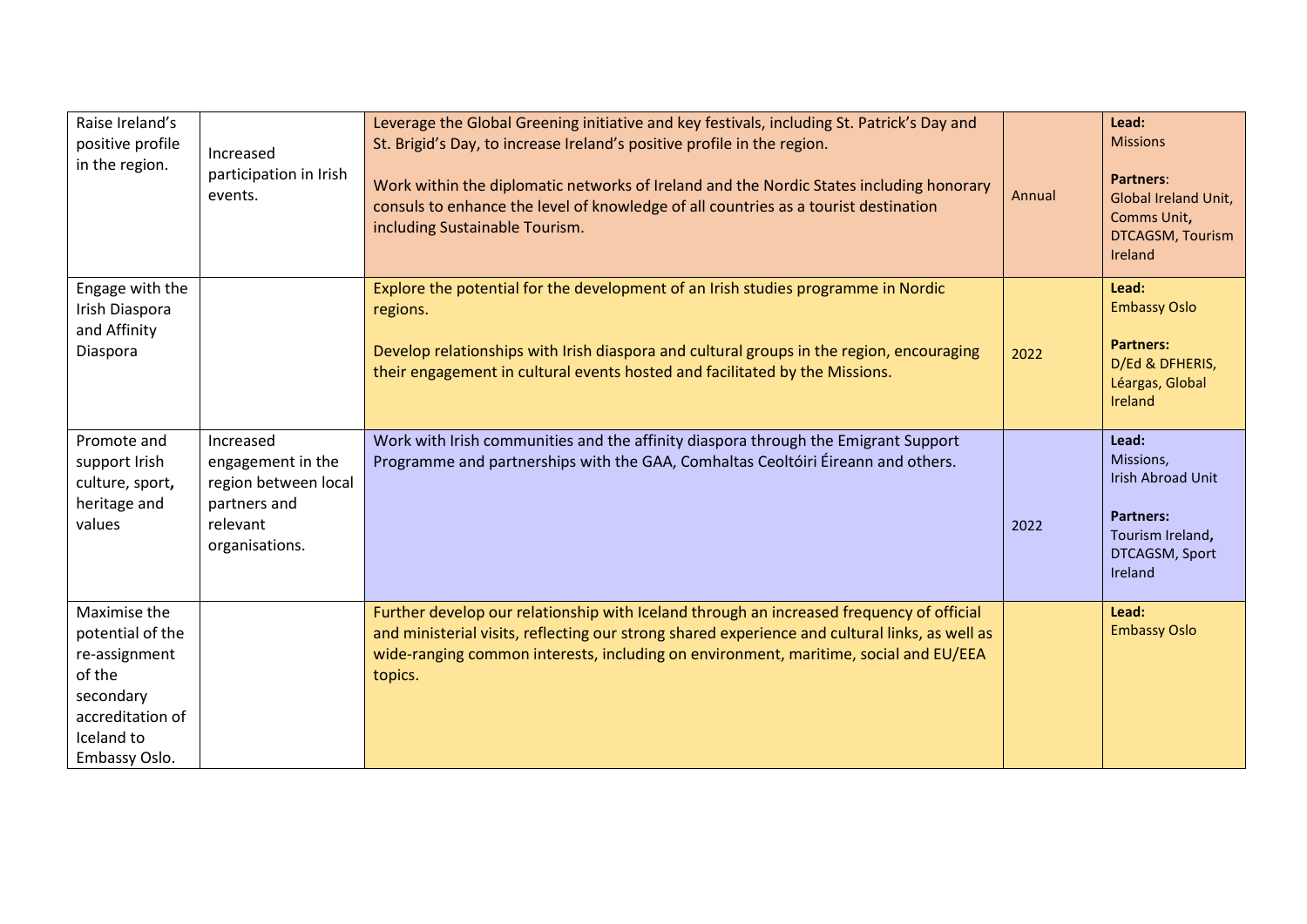| | | | | |
|---|---|---|---|---|
| Raise Ireland's positive profile in the region. | Increased participation in Irish events. | Leverage the Global Greening initiative and key festivals, including St. Patrick's Day and St. Brigid's Day, to increase Ireland's positive profile in the region.<br><br>Work within the diplomatic networks of Ireland and the Nordic States including honorary consuls to enhance the level of knowledge of all countries as a tourist destination including Sustainable Tourism. | Annual | **Lead:**<br>Missions<br><br>**Partners**:<br>Global Ireland Unit, Comms Unit, DTCAGSM, Tourism Ireland |
| Engage with the Irish Diaspora and Affinity Diaspora | | Explore the potential for the development of an Irish studies programme in Nordic regions.<br><br>Develop relationships with Irish diaspora and cultural groups in the region, encouraging their engagement in cultural events hosted and facilitated by the Missions. | 2022 | **Lead:**<br>Embassy Oslo<br><br>**Partners:**<br>D/Ed & DFHERIS, Léargas, Global Ireland |
| Promote and support Irish culture, sport, heritage and values | Increased engagement in the region between local partners and relevant organisations. | Work with Irish communities and the affinity diaspora through the Emigrant Support Programme and partnerships with the GAA, Comhaltas Ceoltóiri Éireann and others. | 2022 | **Lead:**<br>Missions,<br>Irish Abroad Unit<br><br>**Partners:**<br>Tourism Ireland, DTCAGSM, Sport Ireland |
| Maximise the potential of the re-assignment of the secondary accreditation of Iceland to Embassy Oslo. | | Further develop our relationship with Iceland through an increased frequency of official and ministerial visits, reflecting our strong shared experience and cultural links, as well as wide-ranging common interests, including on environment, maritime, social and EU/EEA topics. | | **Lead:**<br>Embassy Oslo |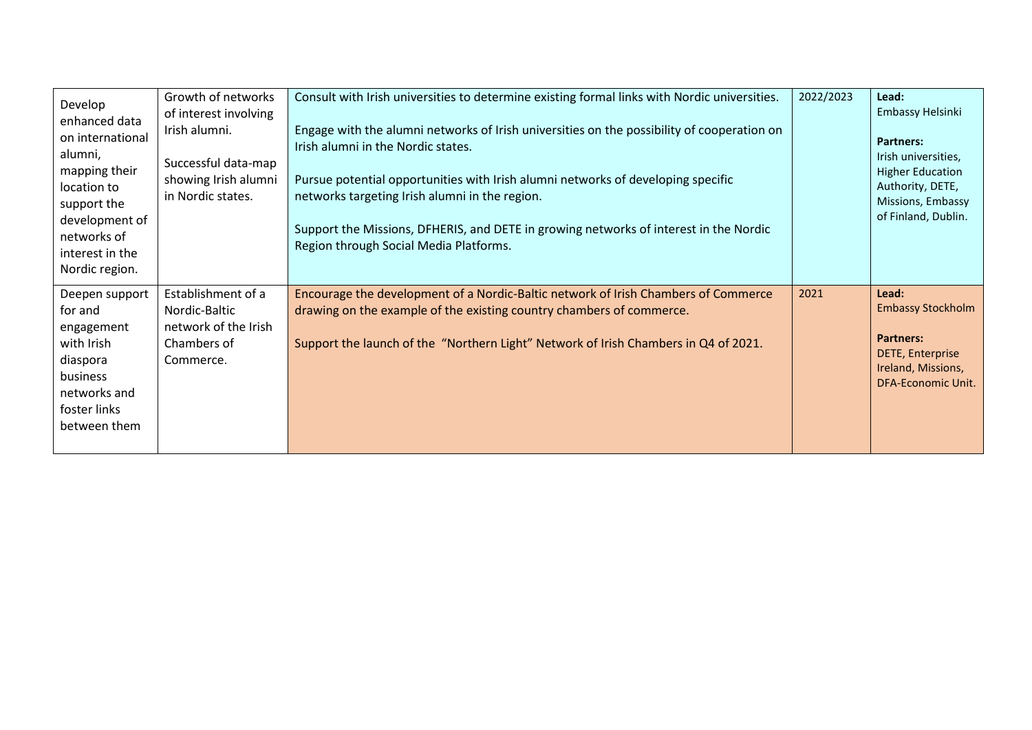| | | | | |
|---|---|---|---|---|
| Develop enhanced data on international alumni, mapping their location to support the development of networks of interest in the Nordic region. | Growth of networks of interest involving Irish alumni.<br><br>Successful data-map showing Irish alumni in Nordic states. | Consult with Irish universities to determine existing formal links with Nordic universities.<br><br>Engage with the alumni networks of Irish universities on the possibility of cooperation on Irish alumni in the Nordic states.<br><br>Pursue potential opportunities with Irish alumni networks of developing specific networks targeting Irish alumni in the region.<br><br>Support the Missions, DFHERIS, and DETE in growing networks of interest in the Nordic Region through Social Media Platforms. | 2022/2023 | **Lead:**<br>Embassy Helsinki<br><br>**Partners:**<br>Irish universities, Higher Education Authority, DETE, Missions, Embassy of Finland, Dublin. |
| Deepen support for and engagement with Irish diaspora business networks and foster links between them | Establishment of a Nordic-Baltic network of the Irish Chambers of Commerce. | Encourage the development of a Nordic-Baltic network of Irish Chambers of Commerce drawing on the example of the existing country chambers of commerce.<br><br>Support the launch of the "Northern Light" Network of Irish Chambers in Q4 of 2021. | 2021 | **Lead:**<br>Embassy Stockholm<br><br>**Partners:**<br>DETE, Enterprise Ireland, Missions, DFA-Economic Unit. |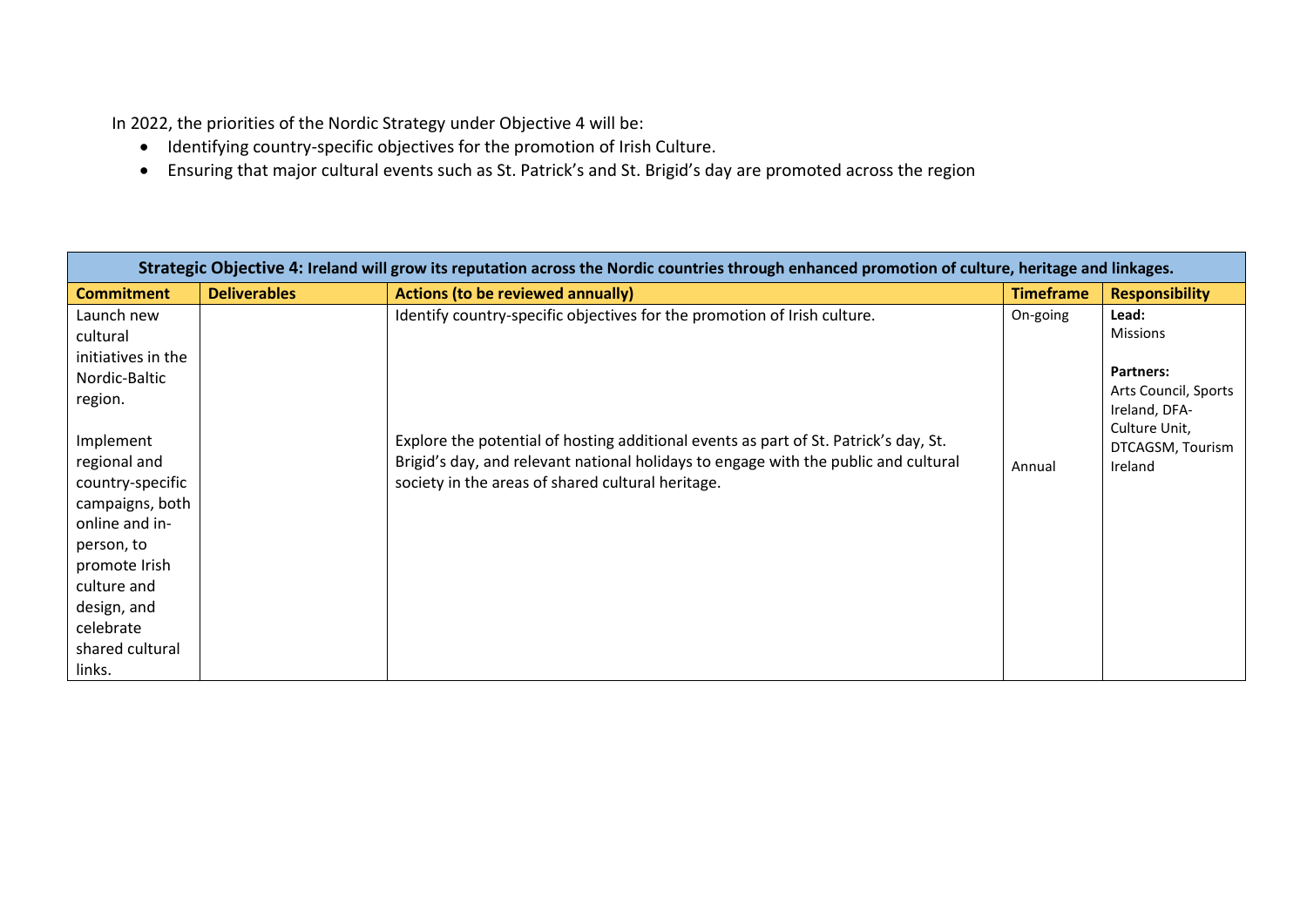In 2022, the priorities of the Nordic Strategy under Objective 4 will be:

- Identifying country-specific objectives for the promotion of Irish Culture.
- Ensuring that major cultural events such as St. Patrick's and St. Brigid's day are promoted across the region

| **Strategic Objective 4: Ireland will grow its reputation across the Nordic countries through enhanced promotion of culture, heritage and linkages.** | | | | |
|---|---|---|---|---|
| **Commitment** | **Deliverables** | **Actions (to be reviewed annually)** | **Timeframe** | **Responsibility** |
| Launch new cultural initiatives in the Nordic-Baltic region.<br><br>Implement regional and country-specific campaigns, both online and in-person, to promote Irish culture and design, and celebrate shared cultural links. | | Identify country-specific objectives for the promotion of Irish culture.<br><br>Explore the potential of hosting additional events as part of St. Patrick's day, St. Brigid's day, and relevant national holidays to engage with the public and cultural society in the areas of shared cultural heritage. | On-going<br><br>Annual | **Lead:** Missions<br><br>**Partners:** Arts Council, Sports Ireland, DFA-Culture Unit, DTCAGSM, Tourism Ireland |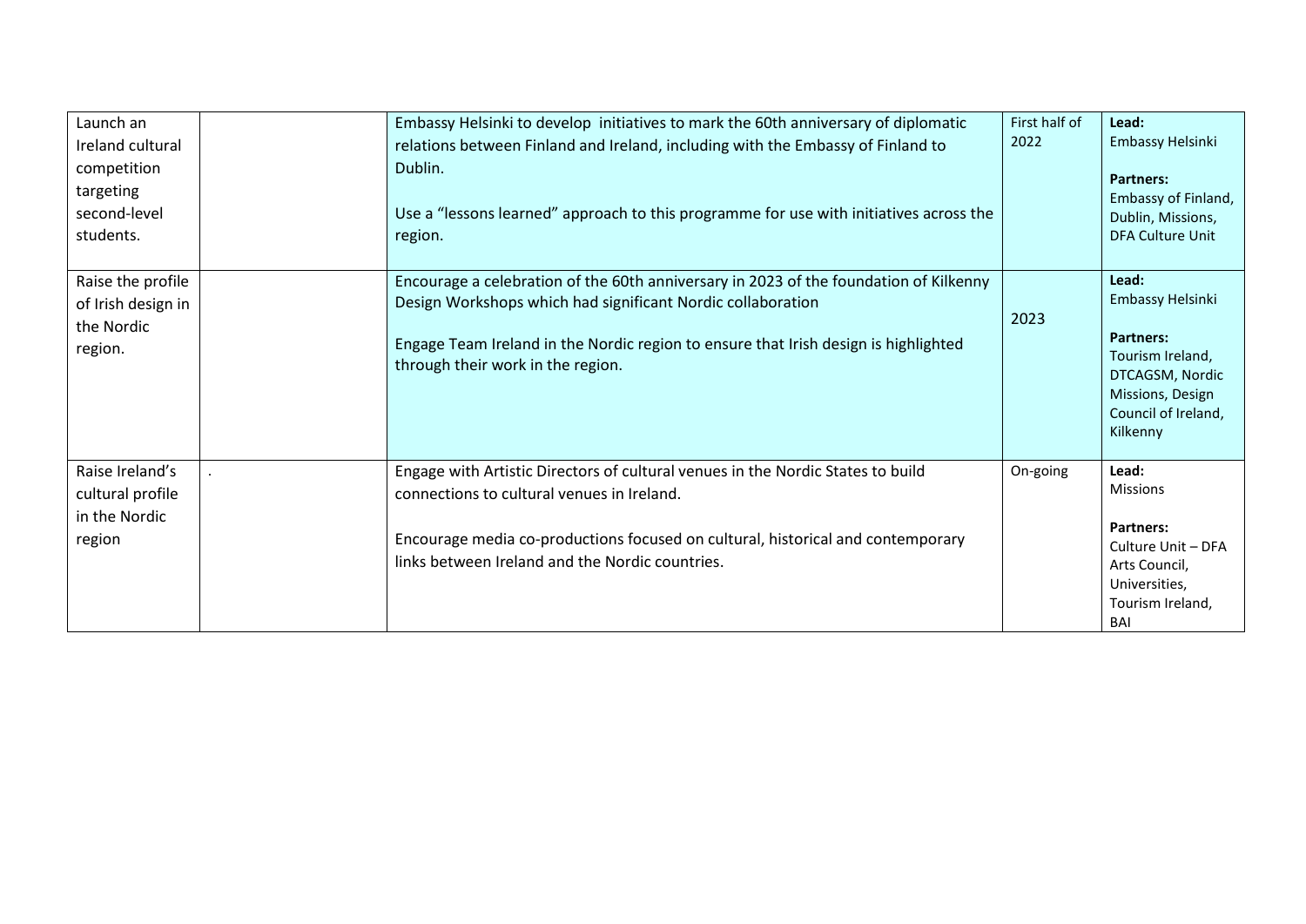| | | | | |
|---|---|---|---|---|
| Launch an Ireland cultural competition targeting second-level students. | | Embassy Helsinki to develop initiatives to mark the 60th anniversary of diplomatic relations between Finland and Ireland, including with the Embassy of Finland to Dublin.<br><br>Use a "lessons learned" approach to this programme for use with initiatives across the region. | First half of 2022 | **Lead:**<br>Embassy Helsinki<br><br>**Partners:**<br>Embassy of Finland, Dublin, Missions, DFA Culture Unit |
| Raise the profile of Irish design in the Nordic region. | | Encourage a celebration of the 60th anniversary in 2023 of the foundation of Kilkenny Design Workshops which had significant Nordic collaboration<br><br>Engage Team Ireland in the Nordic region to ensure that Irish design is highlighted through their work in the region. | 2023 | **Lead:**<br>Embassy Helsinki<br><br>**Partners:**<br>Tourism Ireland, DTCAGSM, Nordic Missions, Design Council of Ireland, Kilkenny |
| Raise Ireland's cultural profile in the Nordic region | . | Engage with Artistic Directors of cultural venues in the Nordic States to build connections to cultural venues in Ireland.<br><br>Encourage media co-productions focused on cultural, historical and contemporary links between Ireland and the Nordic countries. | On-going | **Lead:**<br>Missions<br><br>**Partners:**<br>Culture Unit – DFA Arts Council, Universities, Tourism Ireland, BAI |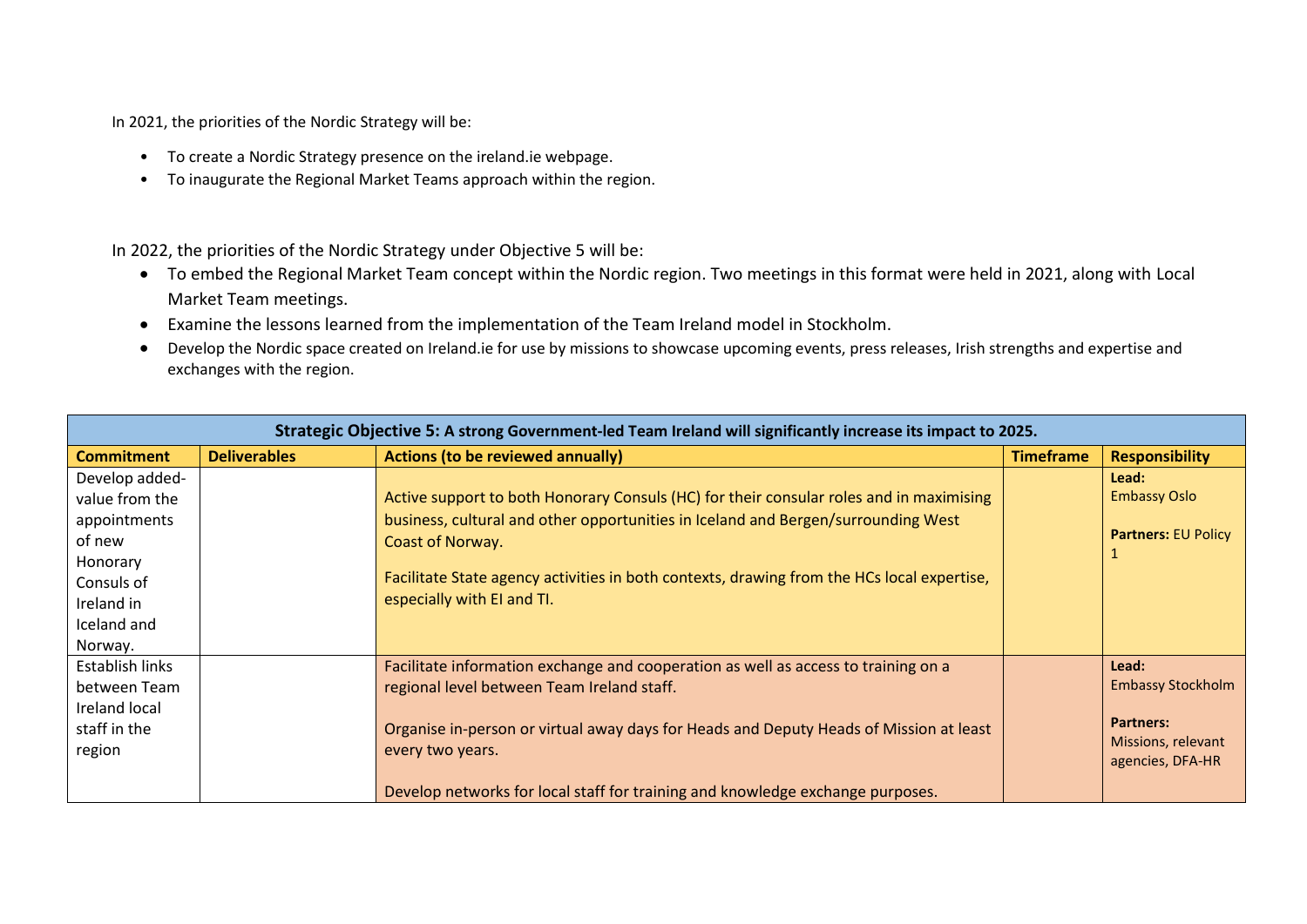In 2021, the priorities of the Nordic Strategy will be:

- To create a Nordic Strategy presence on the ireland.ie webpage.
- To inaugurate the Regional Market Teams approach within the region.

In 2022, the priorities of the Nordic Strategy under Objective 5 will be:

- To embed the Regional Market Team concept within the Nordic region. Two meetings in this format were held in 2021, along with Local Market Team meetings.
- Examine the lessons learned from the implementation of the Team Ireland model in Stockholm.
- Develop the Nordic space created on Ireland.ie for use by missions to showcase upcoming events, press releases, Irish strengths and expertise and exchanges with the region.

| **Strategic Objective 5: A strong Government-led Team Ireland will significantly increase its impact to 2025.** | | | | |
|---|---|---|---|---|
| **Commitment** | **Deliverables** | **Actions (to be reviewed annually)** | **Timeframe** | **Responsibility** |
| Develop added-value from the appointments of new Honorary Consuls of Ireland in Iceland and Norway. | | Active support to both Honorary Consuls (HC) for their consular roles and in maximising business, cultural and other opportunities in Iceland and Bergen/surrounding West Coast of Norway.<br><br>Facilitate State agency activities in both contexts, drawing from the HCs local expertise, especially with EI and TI. | | **Lead:** Embassy Oslo<br><br>**Partners:** EU Policy 1 |
| Establish links between Team Ireland local staff in the region | | Facilitate information exchange and cooperation as well as access to training on a regional level between Team Ireland staff.<br><br>Organise in-person or virtual away days for Heads and Deputy Heads of Mission at least every two years.<br><br>Develop networks for local staff for training and knowledge exchange purposes. | | **Lead:** Embassy Stockholm<br><br>**Partners:** Missions, relevant agencies, DFA-HR |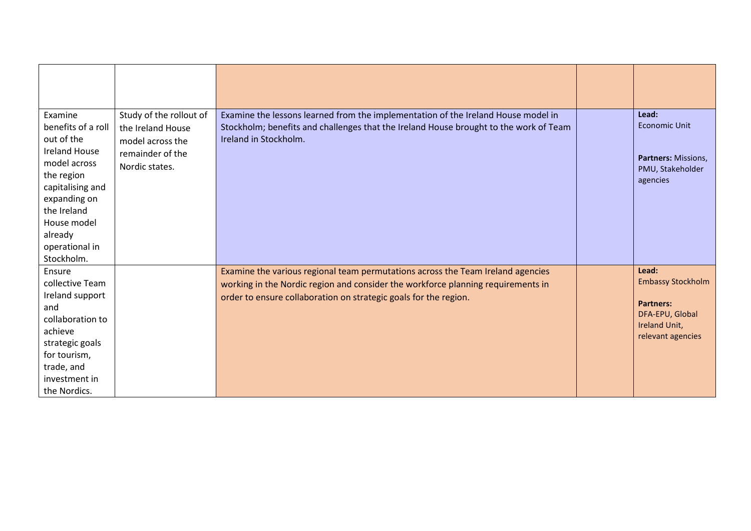| | | | | |
|---|---|---|---|---|
| Examine benefits of a roll out of the Ireland House model across the region capitalising and expanding on the Ireland House model already operational in Stockholm. | Study of the rollout of the Ireland House model across the remainder of the Nordic states. | Examine the lessons learned from the implementation of the Ireland House model in Stockholm; benefits and challenges that the Ireland House brought to the work of Team Ireland in Stockholm. | | **Lead:** Economic Unit<br><br>**Partners:** Missions, PMU, Stakeholder agencies |
| Ensure collective Team Ireland support and collaboration to achieve strategic goals for tourism, trade, and investment in the Nordics. | | Examine the various regional team permutations across the Team Ireland agencies working in the Nordic region and consider the workforce planning requirements in order to ensure collaboration on strategic goals for the region. | | **Lead:** Embassy Stockholm<br><br>**Partners:** DFA-EPU, Global Ireland Unit, relevant agencies |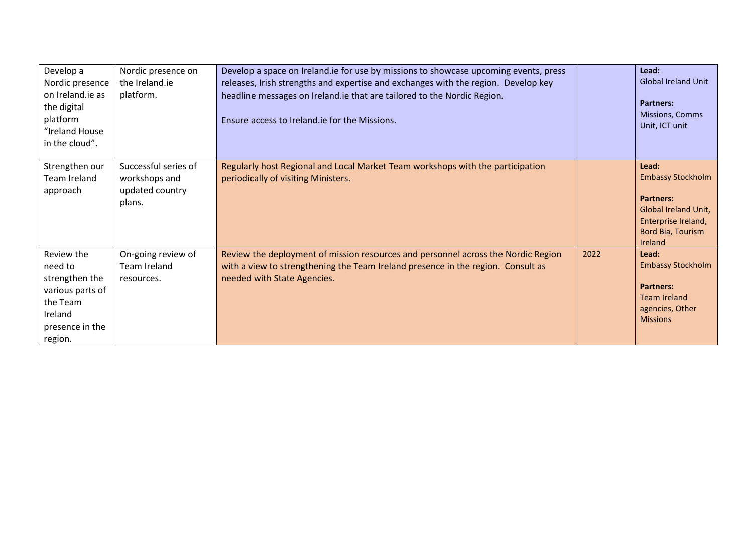| | | | | |
|---|---|---|---|---|
| Develop a Nordic presence on Ireland.ie as the digital platform "Ireland House in the cloud". | Nordic presence on the Ireland.ie platform. | Develop a space on Ireland.ie for use by missions to showcase upcoming events, press releases, Irish strengths and expertise and exchanges with the region. Develop key headline messages on Ireland.ie that are tailored to the Nordic Region.<br><br>Ensure access to Ireland.ie for the Missions. | | **Lead:**<br>Global Ireland Unit<br><br>**Partners:**<br>Missions, Comms Unit, ICT unit |
| Strengthen our Team Ireland approach | Successful series of workshops and updated country plans. | Regularly host Regional and Local Market Team workshops with the participation periodically of visiting Ministers. | | **Lead:**<br>Embassy Stockholm<br><br>**Partners:**<br>Global Ireland Unit, Enterprise Ireland, Bord Bia, Tourism Ireland |
| Review the need to strengthen the various parts of the Team Ireland presence in the region. | On-going review of Team Ireland resources. | Review the deployment of mission resources and personnel across the Nordic Region with a view to strengthening the Team Ireland presence in the region. Consult as needed with State Agencies. | 2022 | **Lead:**<br>Embassy Stockholm<br><br>**Partners:**<br>Team Ireland agencies, Other Missions |